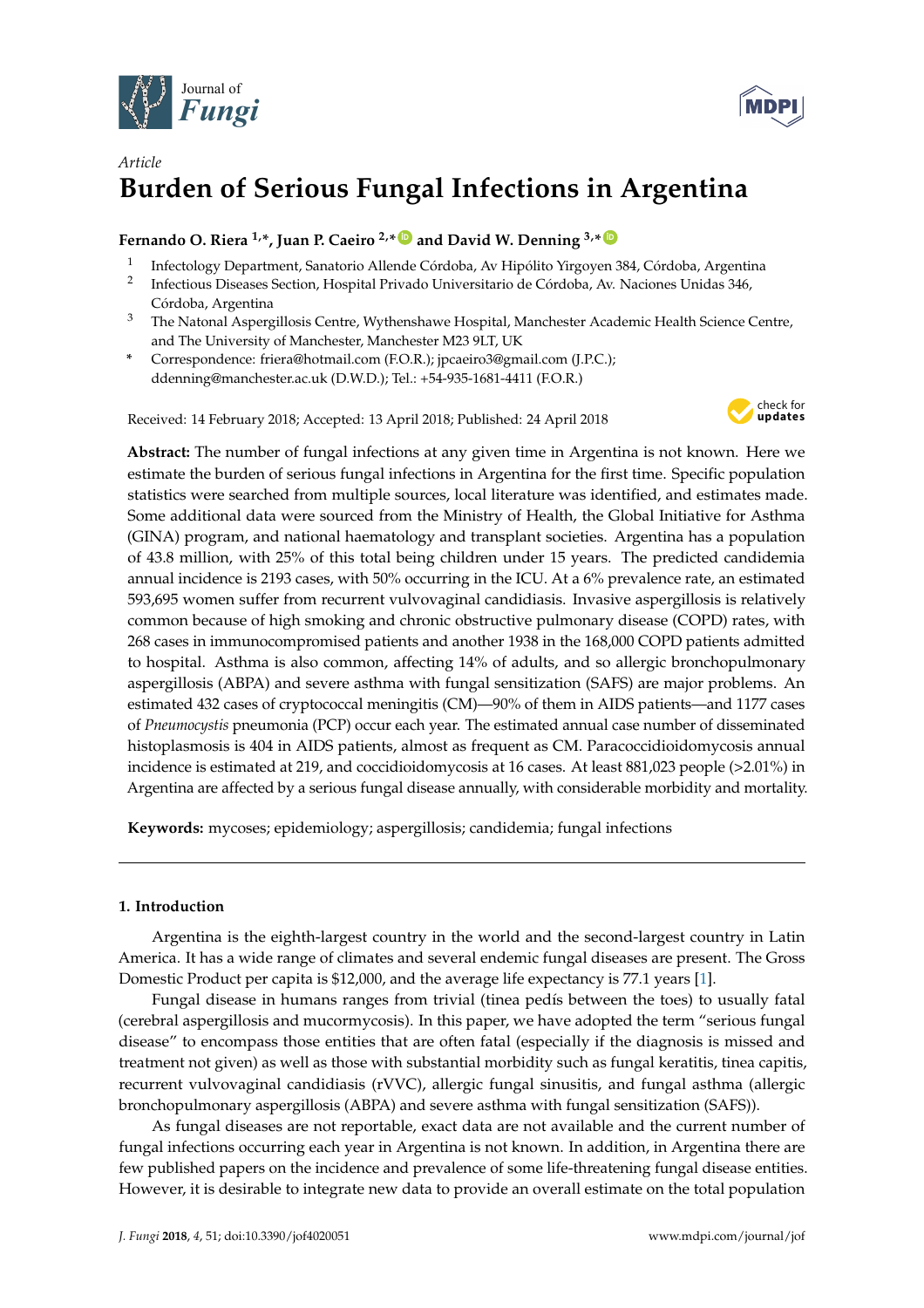*Article*

# Burden of Serious Fungal Infections in Argentina

**Fernando O. Riera [1,*], Juan P. Caeiro [2,*] and David W. Denning [3,*]**

[1] Infectology Department, Sanatorio Allende Córdoba, Av Hipólito Yirgoyen 384, Córdoba, Argentina
[2] Infectious Diseases Section, Hospital Privado Universitario de Córdoba, Av. Naciones Unidas 346, Córdoba, Argentina
[3] The Natonal Aspergillosis Centre, Wythenshawe Hospital, Manchester Academic Health Science Centre, and The University of Manchester, Manchester M23 9LT, UK
\* Correspondence: friera@hotmail.com (F.O.R.); jpcaeiro3@gmail.com (J.P.C.); ddenning@manchester.ac.uk (D.W.D.); Tel.: +54-935-1681-4411 (F.O.R.)

Received: 14 February 2018; Accepted: 13 April 2018; Published: 24 April 2018

**Abstract:** The number of fungal infections at any given time in Argentina is not known. Here we estimate the burden of serious fungal infections in Argentina for the first time. Specific population statistics were searched from multiple sources, local literature was identified, and estimates made. Some additional data were sourced from the Ministry of Health, the Global Initiative for Asthma (GINA) program, and national haematology and transplant societies. Argentina has a population of 43.8 million, with 25% of this total being children under 15 years. The predicted candidemia annual incidence is 2193 cases, with 50% occurring in the ICU. At a 6% prevalence rate, an estimated 593,695 women suffer from recurrent vulvovaginal candidiasis. Invasive aspergillosis is relatively common because of high smoking and chronic obstructive pulmonary disease (COPD) rates, with 268 cases in immunocompromised patients and another 1938 in the 168,000 COPD patients admitted to hospital. Asthma is also common, affecting 14% of adults, and so allergic bronchopulmonary aspergillosis (ABPA) and severe asthma with fungal sensitization (SAFS) are major problems. An estimated 432 cases of cryptococcal meningitis (CM)—90% of them in AIDS patients—and 1177 cases of *Pneumocystis* pneumonia (PCP) occur each year. The estimated annual case number of disseminated histoplasmosis is 404 in AIDS patients, almost as frequent as CM. Paracoccidioidomycosis annual incidence is estimated at 219, and coccidioidomycosis at 16 cases. At least 881,023 people (>2.01%) in Argentina are affected by a serious fungal disease annually, with considerable morbidity and mortality.

**Keywords:** mycoses; epidemiology; aspergillosis; candidemia; fungal infections

## 1. Introduction

Argentina is the eighth-largest country in the world and the second-largest country in Latin America. It has a wide range of climates and several endemic fungal diseases are present. The Gross Domestic Product per capita is $12,000, and the average life expectancy is 77.1 years [1].

Fungal disease in humans ranges from trivial (tinea pedís between the toes) to usually fatal (cerebral aspergillosis and mucormycosis). In this paper, we have adopted the term "serious fungal disease" to encompass those entities that are often fatal (especially if the diagnosis is missed and treatment not given) as well as those with substantial morbidity such as fungal keratitis, tinea capitis, recurrent vulvovaginal candidiasis (rVVC), allergic fungal sinusitis, and fungal asthma (allergic bronchopulmonary aspergillosis (ABPA) and severe asthma with fungal sensitization (SAFS)).

As fungal diseases are not reportable, exact data are not available and the current number of fungal infections occurring each year in Argentina is not known. In addition, in Argentina there are few published papers on the incidence and prevalence of some life-threatening fungal disease entities. However, it is desirable to integrate new data to provide an overall estimate on the total population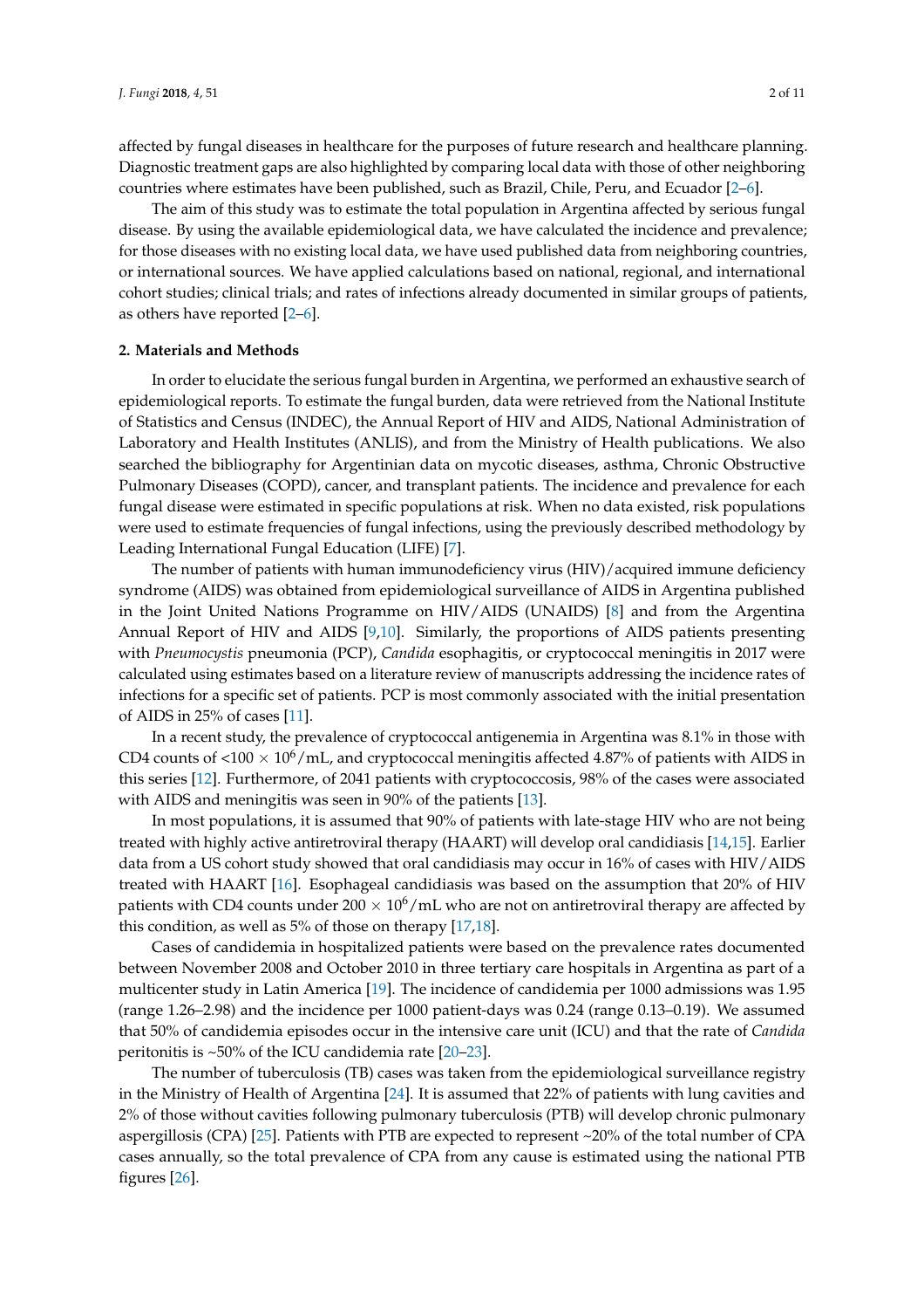affected by fungal diseases in healthcare for the purposes of future research and healthcare planning. Diagnostic treatment gaps are also highlighted by comparing local data with those of other neighboring countries where estimates have been published, such as Brazil, Chile, Peru, and Ecuador [2–6].

The aim of this study was to estimate the total population in Argentina affected by serious fungal disease. By using the available epidemiological data, we have calculated the incidence and prevalence; for those diseases with no existing local data, we have used published data from neighboring countries, or international sources. We have applied calculations based on national, regional, and international cohort studies; clinical trials; and rates of infections already documented in similar groups of patients, as others have reported [2–6].

## 2. Materials and Methods

In order to elucidate the serious fungal burden in Argentina, we performed an exhaustive search of epidemiological reports. To estimate the fungal burden, data were retrieved from the National Institute of Statistics and Census (INDEC), the Annual Report of HIV and AIDS, National Administration of Laboratory and Health Institutes (ANLIS), and from the Ministry of Health publications. We also searched the bibliography for Argentinian data on mycotic diseases, asthma, Chronic Obstructive Pulmonary Diseases (COPD), cancer, and transplant patients. The incidence and prevalence for each fungal disease were estimated in specific populations at risk. When no data existed, risk populations were used to estimate frequencies of fungal infections, using the previously described methodology by Leading International Fungal Education (LIFE) [7].

The number of patients with human immunodeficiency virus (HIV)/acquired immune deficiency syndrome (AIDS) was obtained from epidemiological surveillance of AIDS in Argentina published in the Joint United Nations Programme on HIV/AIDS (UNAIDS) [8] and from the Argentina Annual Report of HIV and AIDS [9,10]. Similarly, the proportions of AIDS patients presenting with *Pneumocystis* pneumonia (PCP), *Candida* esophagitis, or cryptococcal meningitis in 2017 were calculated using estimates based on a literature review of manuscripts addressing the incidence rates of infections for a specific set of patients. PCP is most commonly associated with the initial presentation of AIDS in 25% of cases [11].

In a recent study, the prevalence of cryptococcal antigenemia in Argentina was 8.1% in those with CD4 counts of $<100 \times 10^6$/mL, and cryptococcal meningitis affected 4.87% of patients with AIDS in this series [12]. Furthermore, of 2041 patients with cryptococcosis, 98% of the cases were associated with AIDS and meningitis was seen in 90% of the patients [13].

In most populations, it is assumed that 90% of patients with late-stage HIV who are not being treated with highly active antiretroviral therapy (HAART) will develop oral candidiasis [14,15]. Earlier data from a US cohort study showed that oral candidiasis may occur in 16% of cases with HIV/AIDS treated with HAART [16]. Esophageal candidiasis was based on the assumption that 20% of HIV patients with CD4 counts under $200 \times 10^6$/mL who are not on antiretroviral therapy are affected by this condition, as well as 5% of those on therapy [17,18].

Cases of candidemia in hospitalized patients were based on the prevalence rates documented between November 2008 and October 2010 in three tertiary care hospitals in Argentina as part of a multicenter study in Latin America [19]. The incidence of candidemia per 1000 admissions was 1.95 (range 1.26–2.98) and the incidence per 1000 patient-days was 0.24 (range 0.13–0.19). We assumed that 50% of candidemia episodes occur in the intensive care unit (ICU) and that the rate of *Candida* peritonitis is ~50% of the ICU candidemia rate [20–23].

The number of tuberculosis (TB) cases was taken from the epidemiological surveillance registry in the Ministry of Health of Argentina [24]. It is assumed that 22% of patients with lung cavities and 2% of those without cavities following pulmonary tuberculosis (PTB) will develop chronic pulmonary aspergillosis (CPA) [25]. Patients with PTB are expected to represent ~20% of the total number of CPA cases annually, so the total prevalence of CPA from any cause is estimated using the national PTB figures [26].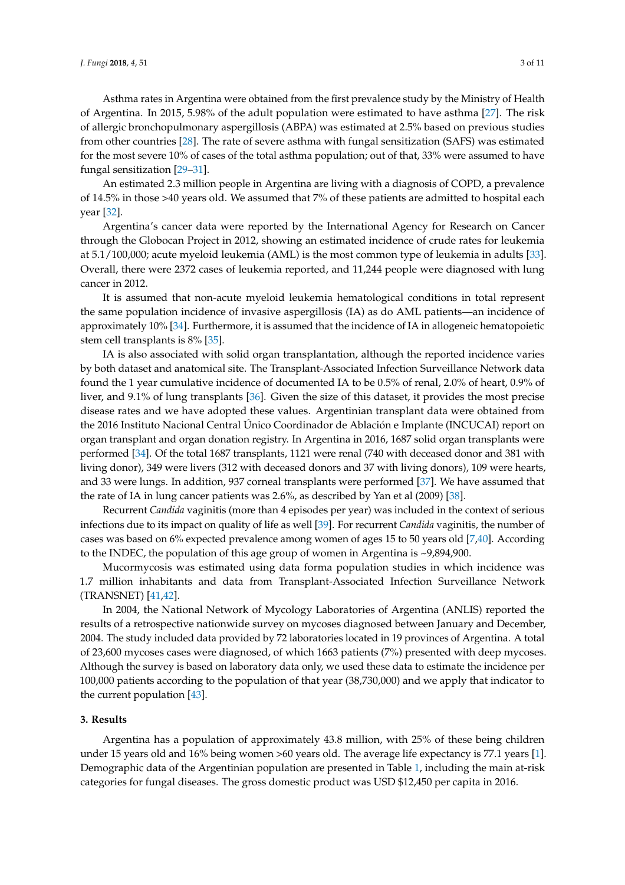Asthma rates in Argentina were obtained from the first prevalence study by the Ministry of Health of Argentina. In 2015, 5.98% of the adult population were estimated to have asthma [27]. The risk of allergic bronchopulmonary aspergillosis (ABPA) was estimated at 2.5% based on previous studies from other countries [28]. The rate of severe asthma with fungal sensitization (SAFS) was estimated for the most severe 10% of cases of the total asthma population; out of that, 33% were assumed to have fungal sensitization [29–31].

An estimated 2.3 million people in Argentina are living with a diagnosis of COPD, a prevalence of 14.5% in those >40 years old. We assumed that 7% of these patients are admitted to hospital each year [32].

Argentina's cancer data were reported by the International Agency for Research on Cancer through the Globocan Project in 2012, showing an estimated incidence of crude rates for leukemia at 5.1/100,000; acute myeloid leukemia (AML) is the most common type of leukemia in adults [33]. Overall, there were 2372 cases of leukemia reported, and 11,244 people were diagnosed with lung cancer in 2012.

It is assumed that non-acute myeloid leukemia hematological conditions in total represent the same population incidence of invasive aspergillosis (IA) as do AML patients—an incidence of approximately 10% [34]. Furthermore, it is assumed that the incidence of IA in allogeneic hematopoietic stem cell transplants is 8% [35].

IA is also associated with solid organ transplantation, although the reported incidence varies by both dataset and anatomical site. The Transplant-Associated Infection Surveillance Network data found the 1 year cumulative incidence of documented IA to be 0.5% of renal, 2.0% of heart, 0.9% of liver, and 9.1% of lung transplants [36]. Given the size of this dataset, it provides the most precise disease rates and we have adopted these values. Argentinian transplant data were obtained from the 2016 Instituto Nacional Central Único Coordinador de Ablación e Implante (INCUCAI) report on organ transplant and organ donation registry. In Argentina in 2016, 1687 solid organ transplants were performed [34]. Of the total 1687 transplants, 1121 were renal (740 with deceased donor and 381 with living donor), 349 were livers (312 with deceased donors and 37 with living donors), 109 were hearts, and 33 were lungs. In addition, 937 corneal transplants were performed [37]. We have assumed that the rate of IA in lung cancer patients was 2.6%, as described by Yan et al (2009) [38].

Recurrent *Candida* vaginitis (more than 4 episodes per year) was included in the context of serious infections due to its impact on quality of life as well [39]. For recurrent *Candida* vaginitis, the number of cases was based on 6% expected prevalence among women of ages 15 to 50 years old [7,40]. According to the INDEC, the population of this age group of women in Argentina is ~9,894,900.

Mucormycosis was estimated using data forma population studies in which incidence was 1.7 million inhabitants and data from Transplant-Associated Infection Surveillance Network (TRANSNET) [41,42].

In 2004, the National Network of Mycology Laboratories of Argentina (ANLIS) reported the results of a retrospective nationwide survey on mycoses diagnosed between January and December, 2004. The study included data provided by 72 laboratories located in 19 provinces of Argentina. A total of 23,600 mycoses cases were diagnosed, of which 1663 patients (7%) presented with deep mycoses. Although the survey is based on laboratory data only, we used these data to estimate the incidence per 100,000 patients according to the population of that year (38,730,000) and we apply that indicator to the current population [43].

## 3. Results

Argentina has a population of approximately 43.8 million, with 25% of these being children under 15 years old and 16% being women >60 years old. The average life expectancy is 77.1 years [1]. Demographic data of the Argentinian population are presented in Table 1, including the main at-risk categories for fungal diseases. The gross domestic product was USD $12,450 per capita in 2016.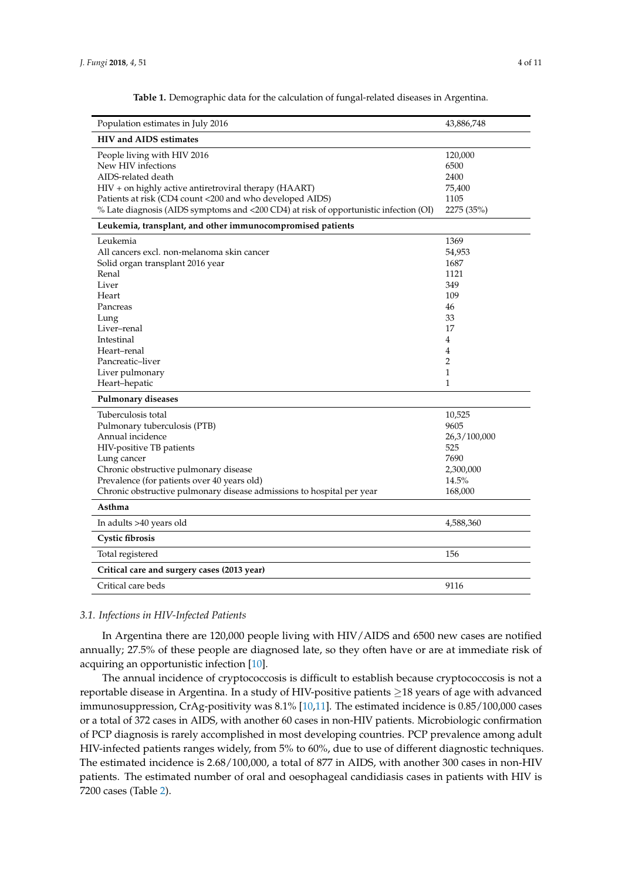**Table 1.** Demographic data for the calculation of fungal-related diseases in Argentina.

| | |
|---|---|
| Population estimates in July 2016 | 43,886,748 |
| **HIV and AIDS estimates** | |
| People living with HIV 2016 | 120,000 |
| New HIV infections | 6500 |
| AIDS-related death | 2400 |
| HIV + on highly active antiretroviral therapy (HAART) | 75,400 |
| Patients at risk (CD4 count <200 and who developed AIDS) | 1105 |
| % Late diagnosis (AIDS symptoms and <200 CD4) at risk of opportunistic infection (OI) | 2275 (35%) |
| **Leukemia, transplant, and other immunocompromised patients** | |
| Leukemia | 1369 |
| All cancers excl. non-melanoma skin cancer | 54,953 |
| Solid organ transplant 2016 year | 1687 |
| Renal | 1121 |
| Liver | 349 |
| Heart | 109 |
| Pancreas | 46 |
| Lung | 33 |
| Liver–renal | 17 |
| Intestinal | 4 |
| Heart–renal | 4 |
| Pancreatic–liver | 2 |
| Liver pulmonary | 1 |
| Heart–hepatic | 1 |
| **Pulmonary diseases** | |
| Tuberculosis total | 10,525 |
| Pulmonary tuberculosis (PTB) | 9605 |
| Annual incidence | 26,3/100,000 |
| HIV-positive TB patients | 525 |
| Lung cancer | 7690 |
| Chronic obstructive pulmonary disease | 2,300,000 |
| Prevalence (for patients over 40 years old) | 14.5% |
| Chronic obstructive pulmonary disease admissions to hospital per year | 168,000 |
| **Asthma** | |
| In adults >40 years old | 4,588,360 |
| **Cystic fibrosis** | |
| Total registered | 156 |
| **Critical care and surgery cases (2013 year)** | |
| Critical care beds | 9116 |

### *3.1. Infections in HIV-Infected Patients*

In Argentina there are 120,000 people living with HIV/AIDS and 6500 new cases are notified annually; 27.5% of these people are diagnosed late, so they often have or are at immediate risk of acquiring an opportunistic infection [10].

The annual incidence of cryptococcosis is difficult to establish because cryptococcosis is not a reportable disease in Argentina. In a study of HIV-positive patients $\geq$18 years of age with advanced immunosuppression, CrAg-positivity was 8.1% [10,11]. The estimated incidence is 0.85/100,000 cases or a total of 372 cases in AIDS, with another 60 cases in non-HIV patients. Microbiologic confirmation of PCP diagnosis is rarely accomplished in most developing countries. PCP prevalence among adult HIV-infected patients ranges widely, from 5% to 60%, due to use of different diagnostic techniques. The estimated incidence is 2.68/100,000, a total of 877 in AIDS, with another 300 cases in non-HIV patients. The estimated number of oral and oesophageal candidiasis cases in patients with HIV is 7200 cases (Table 2).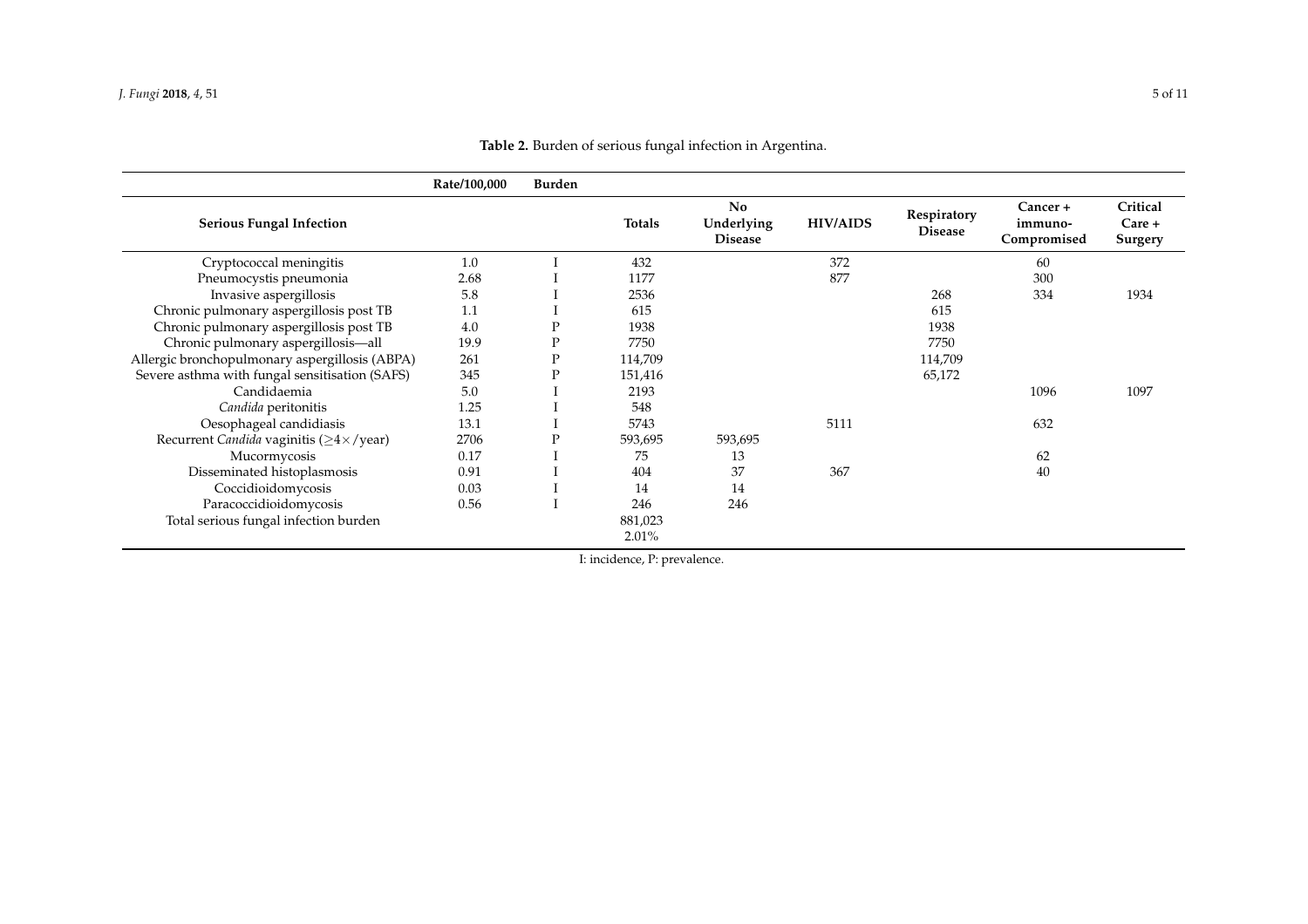**Table 2.** Burden of serious fungal infection in Argentina.

| Serious Fungal Infection | Rate/100,000 | Burden | Totals | No Underlying Disease | HIV/AIDS | Respiratory Disease | Cancer + immuno-Compromised | Critical Care + Surgery |
|---|---|---|---|---|---|---|---|---|
| Cryptococcal meningitis | 1.0 | I | 432 | | 372 | | 60 | |
| Pneumocystis pneumonia | 2.68 | I | 1177 | | 877 | | 300 | |
| Invasive aspergillosis | 5.8 | I | 2536 | | | 268 | 334 | 1934 |
| Chronic pulmonary aspergillosis post TB | 1.1 | I | 615 | | | 615 | | |
| Chronic pulmonary aspergillosis post TB | 4.0 | P | 1938 | | | 1938 | | |
| Chronic pulmonary aspergillosis—all | 19.9 | P | 7750 | | | 7750 | | |
| Allergic bronchopulmonary aspergillosis (ABPA) | 261 | P | 114,709 | | | 114,709 | | |
| Severe asthma with fungal sensitisation (SAFS) | 345 | P | 151,416 | | | 65,172 | | |
| Candidaemia | 5.0 | I | 2193 | | | | 1096 | 1097 |
| *Candida* peritonitis | 1.25 | I | 548 | | | | | |
| Oesophageal candidiasis | 13.1 | I | 5743 | | 5111 | | 632 | |
| Recurrent *Candida* vaginitis ($\geq 4\times$/year) | 2706 | P | 593,695 | 593,695 | | | | |
| Mucormycosis | 0.17 | I | 75 | 13 | | | 62 | |
| Disseminated histoplasmosis | 0.91 | I | 404 | 37 | 367 | | 40 | |
| Coccidioidomycosis | 0.03 | I | 14 | 14 | | | | |
| Paracoccidioidomycosis | 0.56 | I | 246 | 246 | | | | |
| Total serious fungal infection burden | | | 881,023<br>2.01% | | | | | |

I: incidence, P: prevalence.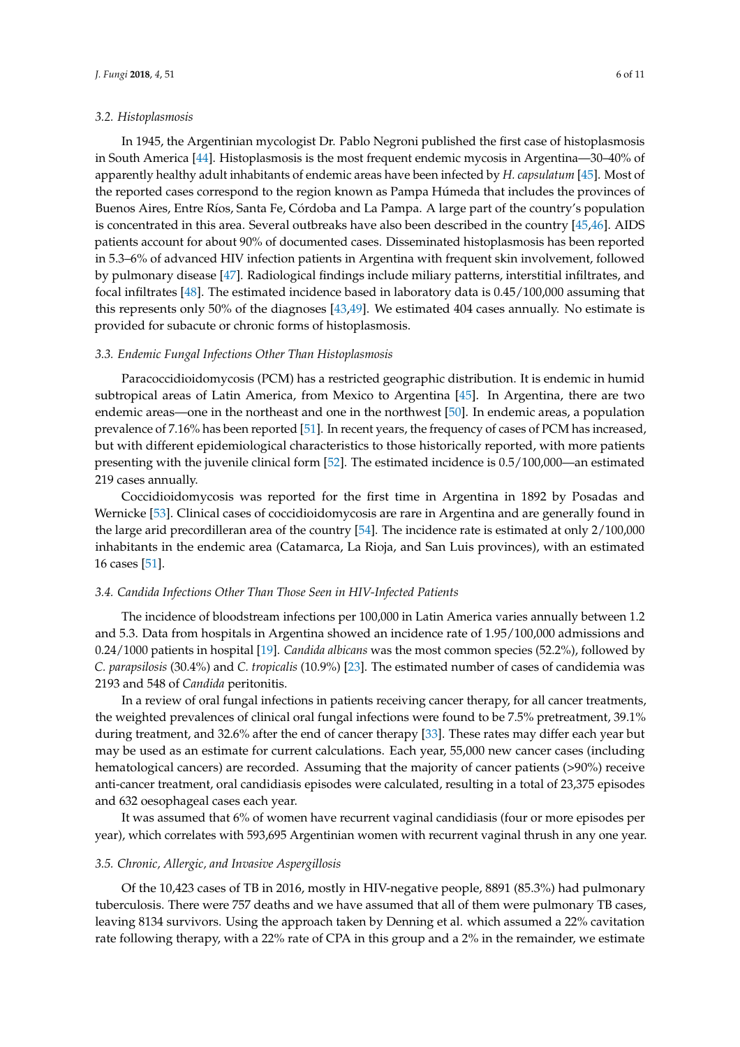### 3.2. Histoplasmosis

In 1945, the Argentinian mycologist Dr. Pablo Negroni published the first case of histoplasmosis in South America [44]. Histoplasmosis is the most frequent endemic mycosis in Argentina—30–40% of apparently healthy adult inhabitants of endemic areas have been infected by *H. capsulatum* [45]. Most of the reported cases correspond to the region known as Pampa Húmeda that includes the provinces of Buenos Aires, Entre Ríos, Santa Fe, Córdoba and La Pampa. A large part of the country's population is concentrated in this area. Several outbreaks have also been described in the country [45,46]. AIDS patients account for about 90% of documented cases. Disseminated histoplasmosis has been reported in 5.3–6% of advanced HIV infection patients in Argentina with frequent skin involvement, followed by pulmonary disease [47]. Radiological findings include miliary patterns, interstitial infiltrates, and focal infiltrates [48]. The estimated incidence based in laboratory data is 0.45/100,000 assuming that this represents only 50% of the diagnoses [43,49]. We estimated 404 cases annually. No estimate is provided for subacute or chronic forms of histoplasmosis.

### 3.3. Endemic Fungal Infections Other Than Histoplasmosis

Paracoccidioidomycosis (PCM) has a restricted geographic distribution. It is endemic in humid subtropical areas of Latin America, from Mexico to Argentina [45]. In Argentina, there are two endemic areas—one in the northeast and one in the northwest [50]. In endemic areas, a population prevalence of 7.16% has been reported [51]. In recent years, the frequency of cases of PCM has increased, but with different epidemiological characteristics to those historically reported, with more patients presenting with the juvenile clinical form [52]. The estimated incidence is 0.5/100,000—an estimated 219 cases annually.

Coccidioidomycosis was reported for the first time in Argentina in 1892 by Posadas and Wernicke [53]. Clinical cases of coccidioidomycosis are rare in Argentina and are generally found in the large arid precordilleran area of the country [54]. The incidence rate is estimated at only 2/100,000 inhabitants in the endemic area (Catamarca, La Rioja, and San Luis provinces), with an estimated 16 cases [51].

### 3.4. Candida Infections Other Than Those Seen in HIV-Infected Patients

The incidence of bloodstream infections per 100,000 in Latin America varies annually between 1.2 and 5.3. Data from hospitals in Argentina showed an incidence rate of 1.95/100,000 admissions and 0.24/1000 patients in hospital [19]. *Candida albicans* was the most common species (52.2%), followed by *C. parapsilosis* (30.4%) and *C. tropicalis* (10.9%) [23]. The estimated number of cases of candidemia was 2193 and 548 of *Candida* peritonitis.

In a review of oral fungal infections in patients receiving cancer therapy, for all cancer treatments, the weighted prevalences of clinical oral fungal infections were found to be 7.5% pretreatment, 39.1% during treatment, and 32.6% after the end of cancer therapy [33]. These rates may differ each year but may be used as an estimate for current calculations. Each year, 55,000 new cancer cases (including hematological cancers) are recorded. Assuming that the majority of cancer patients (>90%) receive anti-cancer treatment, oral candidiasis episodes were calculated, resulting in a total of 23,375 episodes and 632 oesophageal cases each year.

It was assumed that 6% of women have recurrent vaginal candidiasis (four or more episodes per year), which correlates with 593,695 Argentinian women with recurrent vaginal thrush in any one year.

### 3.5. Chronic, Allergic, and Invasive Aspergillosis

Of the 10,423 cases of TB in 2016, mostly in HIV-negative people, 8891 (85.3%) had pulmonary tuberculosis. There were 757 deaths and we have assumed that all of them were pulmonary TB cases, leaving 8134 survivors. Using the approach taken by Denning et al. which assumed a 22% cavitation rate following therapy, with a 22% rate of CPA in this group and a 2% in the remainder, we estimate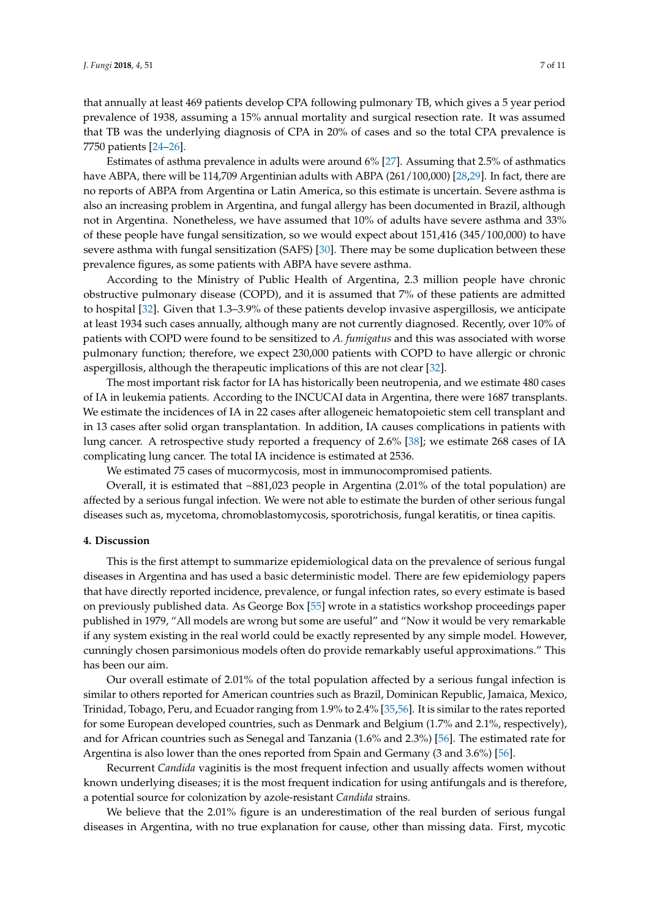that annually at least 469 patients develop CPA following pulmonary TB, which gives a 5 year period prevalence of 1938, assuming a 15% annual mortality and surgical resection rate. It was assumed that TB was the underlying diagnosis of CPA in 20% of cases and so the total CPA prevalence is 7750 patients [24–26].

Estimates of asthma prevalence in adults were around 6% [27]. Assuming that 2.5% of asthmatics have ABPA, there will be 114,709 Argentinian adults with ABPA (261/100,000) [28,29]. In fact, there are no reports of ABPA from Argentina or Latin America, so this estimate is uncertain. Severe asthma is also an increasing problem in Argentina, and fungal allergy has been documented in Brazil, although not in Argentina. Nonetheless, we have assumed that 10% of adults have severe asthma and 33% of these people have fungal sensitization, so we would expect about 151,416 (345/100,000) to have severe asthma with fungal sensitization (SAFS) [30]. There may be some duplication between these prevalence figures, as some patients with ABPA have severe asthma.

According to the Ministry of Public Health of Argentina, 2.3 million people have chronic obstructive pulmonary disease (COPD), and it is assumed that 7% of these patients are admitted to hospital [32]. Given that 1.3–3.9% of these patients develop invasive aspergillosis, we anticipate at least 1934 such cases annually, although many are not currently diagnosed. Recently, over 10% of patients with COPD were found to be sensitized to *A. fumigatus* and this was associated with worse pulmonary function; therefore, we expect 230,000 patients with COPD to have allergic or chronic aspergillosis, although the therapeutic implications of this are not clear [32].

The most important risk factor for IA has historically been neutropenia, and we estimate 480 cases of IA in leukemia patients. According to the INCUCAI data in Argentina, there were 1687 transplants. We estimate the incidences of IA in 22 cases after allogeneic hematopoietic stem cell transplant and in 13 cases after solid organ transplantation. In addition, IA causes complications in patients with lung cancer. A retrospective study reported a frequency of 2.6% [38]; we estimate 268 cases of IA complicating lung cancer. The total IA incidence is estimated at 2536.

We estimated 75 cases of mucormycosis, most in immunocompromised patients.

Overall, it is estimated that ~881,023 people in Argentina (2.01% of the total population) are affected by a serious fungal infection. We were not able to estimate the burden of other serious fungal diseases such as, mycetoma, chromoblastomycosis, sporotrichosis, fungal keratitis, or tinea capitis.

## 4. Discussion

This is the first attempt to summarize epidemiological data on the prevalence of serious fungal diseases in Argentina and has used a basic deterministic model. There are few epidemiology papers that have directly reported incidence, prevalence, or fungal infection rates, so every estimate is based on previously published data. As George Box [55] wrote in a statistics workshop proceedings paper published in 1979, "All models are wrong but some are useful" and "Now it would be very remarkable if any system existing in the real world could be exactly represented by any simple model. However, cunningly chosen parsimonious models often do provide remarkably useful approximations." This has been our aim.

Our overall estimate of 2.01% of the total population affected by a serious fungal infection is similar to others reported for American countries such as Brazil, Dominican Republic, Jamaica, Mexico, Trinidad, Tobago, Peru, and Ecuador ranging from 1.9% to 2.4% [35,56]. It is similar to the rates reported for some European developed countries, such as Denmark and Belgium (1.7% and 2.1%, respectively), and for African countries such as Senegal and Tanzania (1.6% and 2.3%) [56]. The estimated rate for Argentina is also lower than the ones reported from Spain and Germany (3 and 3.6%) [56].

Recurrent *Candida* vaginitis is the most frequent infection and usually affects women without known underlying diseases; it is the most frequent indication for using antifungals and is therefore, a potential source for colonization by azole-resistant *Candida* strains.

We believe that the 2.01% figure is an underestimation of the real burden of serious fungal diseases in Argentina, with no true explanation for cause, other than missing data. First, mycotic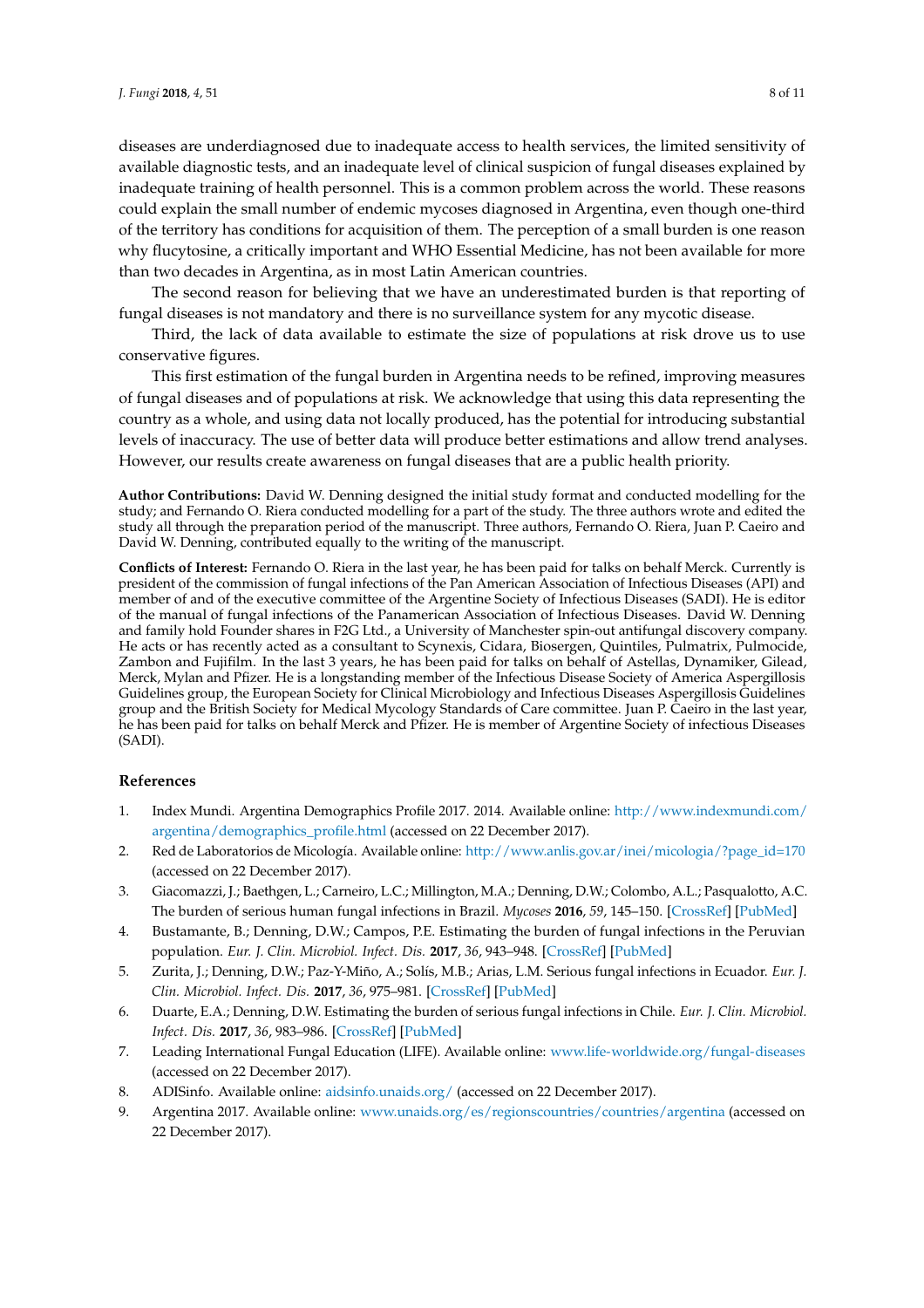diseases are underdiagnosed due to inadequate access to health services, the limited sensitivity of available diagnostic tests, and an inadequate level of clinical suspicion of fungal diseases explained by inadequate training of health personnel. This is a common problem across the world. These reasons could explain the small number of endemic mycoses diagnosed in Argentina, even though one-third of the territory has conditions for acquisition of them. The perception of a small burden is one reason why flucytosine, a critically important and WHO Essential Medicine, has not been available for more than two decades in Argentina, as in most Latin American countries.

The second reason for believing that we have an underestimated burden is that reporting of fungal diseases is not mandatory and there is no surveillance system for any mycotic disease.

Third, the lack of data available to estimate the size of populations at risk drove us to use conservative figures.

This first estimation of the fungal burden in Argentina needs to be refined, improving measures of fungal diseases and of populations at risk. We acknowledge that using this data representing the country as a whole, and using data not locally produced, has the potential for introducing substantial levels of inaccuracy. The use of better data will produce better estimations and allow trend analyses. However, our results create awareness on fungal diseases that are a public health priority.

**Author Contributions:** David W. Denning designed the initial study format and conducted modelling for the study; and Fernando O. Riera conducted modelling for a part of the study. The three authors wrote and edited the study all through the preparation period of the manuscript. Three authors, Fernando O. Riera, Juan P. Caeiro and David W. Denning, contributed equally to the writing of the manuscript.

**Conflicts of Interest:** Fernando O. Riera in the last year, he has been paid for talks on behalf Merck. Currently is president of the commission of fungal infections of the Pan American Association of Infectious Diseases (API) and member of and of the executive committee of the Argentine Society of Infectious Diseases (SADI). He is editor of the manual of fungal infections of the Panamerican Association of Infectious Diseases. David W. Denning and family hold Founder shares in F2G Ltd., a University of Manchester spin-out antifungal discovery company. He acts or has recently acted as a consultant to Scynexis, Cidara, Biosergen, Quintiles, Pulmatrix, Pulmocide, Zambon and Fujifilm. In the last 3 years, he has been paid for talks on behalf of Astellas, Dynamiker, Gilead, Merck, Mylan and Pfizer. He is a longstanding member of the Infectious Disease Society of America Aspergillosis Guidelines group, the European Society for Clinical Microbiology and Infectious Diseases Aspergillosis Guidelines group and the British Society for Medical Mycology Standards of Care committee. Juan P. Caeiro in the last year, he has been paid for talks on behalf Merck and Pfizer. He is member of Argentine Society of infectious Diseases (SADI).

## References

1. Index Mundi. Argentina Demographics Profile 2017. 2014. Available online: http://www.indexmundi.com/argentina/demographics_profile.html (accessed on 22 December 2017).
2. Red de Laboratorios de Micología. Available online: http://www.anlis.gov.ar/inei/micologia/?page_id=170 (accessed on 22 December 2017).
3. Giacomazzi, J.; Baethgen, L.; Carneiro, L.C.; Millington, M.A.; Denning, D.W.; Colombo, A.L.; Pasqualotto, A.C. The burden of serious human fungal infections in Brazil. *Mycoses* **2016**, *59*, 145–150. [CrossRef] [PubMed]
4. Bustamante, B.; Denning, D.W.; Campos, P.E. Estimating the burden of fungal infections in the Peruvian population. *Eur. J. Clin. Microbiol. Infect. Dis.* **2017**, *36*, 943–948. [CrossRef] [PubMed]
5. Zurita, J.; Denning, D.W.; Paz-Y-Miño, A.; Solís, M.B.; Arias, L.M. Serious fungal infections in Ecuador. *Eur. J. Clin. Microbiol. Infect. Dis.* **2017**, *36*, 975–981. [CrossRef] [PubMed]
6. Duarte, E.A.; Denning, D.W. Estimating the burden of serious fungal infections in Chile. *Eur. J. Clin. Microbiol. Infect. Dis.* **2017**, *36*, 983–986. [CrossRef] [PubMed]
7. Leading International Fungal Education (LIFE). Available online: www.life-worldwide.org/fungal-diseases (accessed on 22 December 2017).
8. ADISinfo. Available online: aidsinfo.unaids.org/ (accessed on 22 December 2017).
9. Argentina 2017. Available online: www.unaids.org/es/regionscountries/countries/argentina (accessed on 22 December 2017).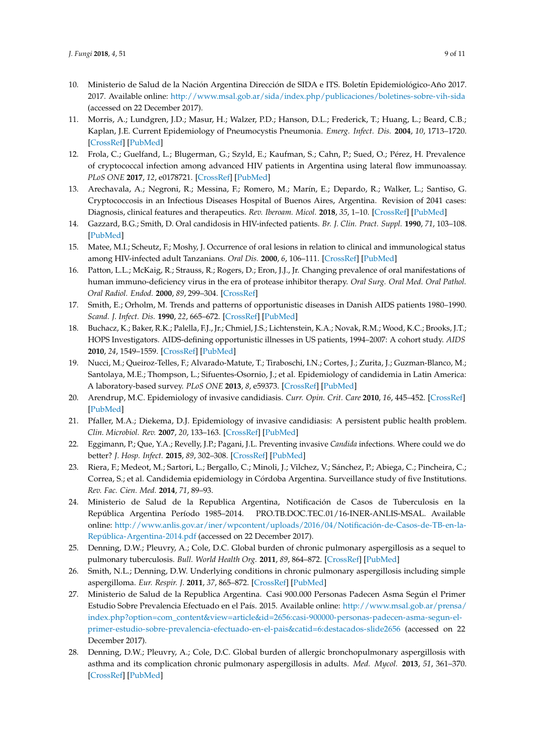10. Ministerio de Salud de la Nación Argentina Dirección de SIDA e ITS. Boletín Epidemiológico-Año 2017. 2017. Available online: http://www.msal.gob.ar/sida/index.php/publicaciones/boletines-sobre-vih-sida (accessed on 22 December 2017).
11. Morris, A.; Lundgren, J.D.; Masur, H.; Walzer, P.D.; Hanson, D.L.; Frederick, T.; Huang, L.; Beard, C.B.; Kaplan, J.E. Current Epidemiology of Pneumocystis Pneumonia. *Emerg. Infect. Dis.* **2004**, *10*, 1713–1720. [CrossRef] [PubMed]
12. Frola, C.; Guelfand, L.; Blugerman, G.; Szyld, E.; Kaufman, S.; Cahn, P.; Sued, O.; Pérez, H. Prevalence of cryptococcal infection among advanced HIV patients in Argentina using lateral flow immunoassay. *PLoS ONE* **2017**, *12*, e0178721. [CrossRef] [PubMed]
13. Arechavala, A.; Negroni, R.; Messina, F.; Romero, M.; Marín, E.; Depardo, R.; Walker, L.; Santiso, G. Cryptococcosis in an Infectious Diseases Hospital of Buenos Aires, Argentina. Revision of 2041 cases: Diagnosis, clinical features and therapeutics. *Rev. Iberoam. Micol.* **2018**, *35*, 1–10. [CrossRef] [PubMed]
14. Gazzard, B.G.; Smith, D. Oral candidosis in HIV-infected patients. *Br. J. Clin. Pract. Suppl.* **1990**, *71*, 103–108. [PubMed]
15. Matee, M.I.; Scheutz, F.; Moshy, J. Occurrence of oral lesions in relation to clinical and immunological status among HIV-infected adult Tanzanians. *Oral Dis.* **2000**, *6*, 106–111. [CrossRef] [PubMed]
16. Patton, L.L.; McKaig, R.; Strauss, R.; Rogers, D.; Eron, J.J., Jr. Changing prevalence of oral manifestations of human immuno-deficiency virus in the era of protease inhibitor therapy. *Oral Surg. Oral Med. Oral Pathol. Oral Radiol. Endod.* **2000**, *89*, 299–304. [CrossRef]
17. Smith, E.; Orholm, M. Trends and patterns of opportunistic diseases in Danish AIDS patients 1980–1990. *Scand. J. Infect. Dis.* **1990**, *22*, 665–672. [CrossRef] [PubMed]
18. Buchacz, K.; Baker, R.K.; Palella, F.J., Jr.; Chmiel, J.S.; Lichtenstein, K.A.; Novak, R.M.; Wood, K.C.; Brooks, J.T.; HOPS Investigators. AIDS-defining opportunistic illnesses in US patients, 1994–2007: A cohort study. *AIDS* **2010**, *24*, 1549–1559. [CrossRef] [PubMed]
19. Nucci, M.; Queiroz-Telles, F.; Alvarado-Matute, T.; Tiraboschi, I.N.; Cortes, J.; Zurita, J.; Guzman-Blanco, M.; Santolaya, M.E.; Thompson, L.; Sifuentes-Osornio, J.; et al. Epidemiology of candidemia in Latin America: A laboratory-based survey. *PLoS ONE* **2013**, *8*, e59373. [CrossRef] [PubMed]
20. Arendrup, M.C. Epidemiology of invasive candidiasis. *Curr. Opin. Crit. Care* **2010**, *16*, 445–452. [CrossRef] [PubMed]
21. Pfaller, M.A.; Diekema, D.J. Epidemiology of invasive candidiasis: A persistent public health problem. *Clin. Microbiol. Rev.* **2007**, *20*, 133–163. [CrossRef] [PubMed]
22. Eggimann, P.; Que, Y.A.; Revelly, J.P.; Pagani, J.L. Preventing invasive *Candida* infections. Where could we do better? *J. Hosp. Infect.* **2015**, *89*, 302–308. [CrossRef] [PubMed]
23. Riera, F.; Medeot, M.; Sartori, L.; Bergallo, C.; Minoli, J.; Vilchez, V.; Sánchez, P.; Abiega, C.; Pincheira, C.; Correa, S.; et al. Candidemia epidemiology in Córdoba Argentina. Surveillance study of five Institutions. *Rev. Fac. Cien. Med.* **2014**, *71*, 89–93.
24. Ministerio de Salud de la Republica Argentina, Notificación de Casos de Tuberculosis en la República Argentina Período 1985–2014. PRO.TB.DOC.TEC.01/16-INER-ANLIS-MSAL. Available online: http://www.anlis.gov.ar/iner/wpcontent/uploads/2016/04/Notificación-de-Casos-de-TB-en-la-República-Argentina-2014.pdf (accessed on 22 December 2017).
25. Denning, D.W.; Pleuvry, A.; Cole, D.C. Global burden of chronic pulmonary aspergillosis as a sequel to pulmonary tuberculosis. *Bull. World Health Org.* **2011**, *89*, 864–872. [CrossRef] [PubMed]
26. Smith, N.L.; Denning, D.W. Underlying conditions in chronic pulmonary aspergillosis including simple aspergilloma. *Eur. Respir. J.* **2011**, *37*, 865–872. [CrossRef] [PubMed]
27. Ministerio de Salud de la Republica Argentina. Casi 900.000 Personas Padecen Asma Según el Primer Estudio Sobre Prevalencia Efectuado en el País. 2015. Available online: http://www.msal.gob.ar/prensa/index.php?option=com_content&view=article&id=2656:casi-900000-personas-padecen-asma-segun-el-primer-estudio-sobre-prevalencia-efectuado-en-el-pais&catid=6:destacados-slide2656 (accessed on 22 December 2017).
28. Denning, D.W.; Pleuvry, A.; Cole, D.C. Global burden of allergic bronchopulmonary aspergillosis with asthma and its complication chronic pulmonary aspergillosis in adults. *Med. Mycol.* **2013**, *51*, 361–370. [CrossRef] [PubMed]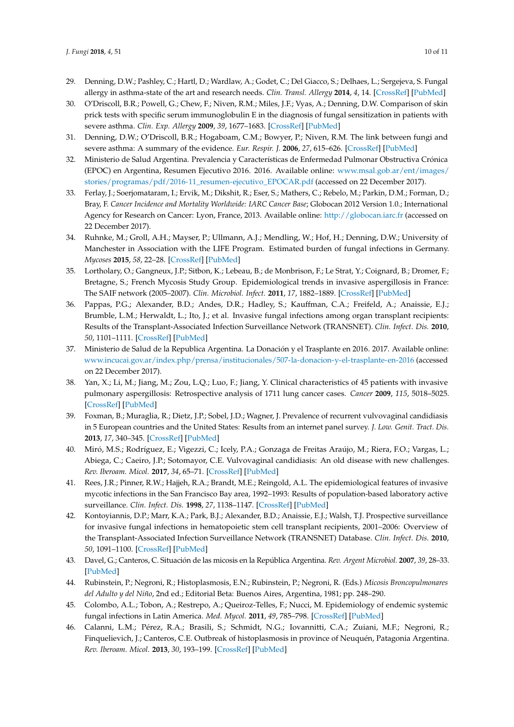29. Denning, D.W.; Pashley, C.; Hartl, D.; Wardlaw, A.; Godet, C.; Del Giacco, S.; Delhaes, L.; Sergejeva, S. Fungal allergy in asthma-state of the art and research needs. *Clin. Transl. Allergy* **2014**, *4*, 14. [CrossRef] [PubMed]
30. O'Driscoll, B.R.; Powell, G.; Chew, F.; Niven, R.M.; Miles, J.F.; Vyas, A.; Denning, D.W. Comparison of skin prick tests with specific serum immunoglobulin E in the diagnosis of fungal sensitization in patients with severe asthma. *Clin. Exp. Allergy* **2009**, *39*, 1677–1683. [CrossRef] [PubMed]
31. Denning, D.W.; O'Driscoll, B.R.; Hogaboam, C.M.; Bowyer, P.; Niven, R.M. The link between fungi and severe asthma: A summary of the evidence. *Eur. Respir. J.* **2006**, *27*, 615–626. [CrossRef] [PubMed]
32. Ministerio de Salud Argentina. Prevalencia y Características de Enfermedad Pulmonar Obstructiva Crónica (EPOC) en Argentina, Resumen Ejecutivo 2016. 2016. Available online: www.msal.gob.ar/ent/images/stories/programas/pdf/2016-11_resumen-ejecutivo_EPOCAR.pdf (accessed on 22 December 2017).
33. Ferlay, J.; Soerjomataram, I.; Ervik, M.; Dikshit, R.; Eser, S.; Mathers, C.; Rebelo, M.; Parkin, D.M.; Forman, D.; Bray, F. *Cancer Incidence and Mortality Worldwide: IARC Cancer Base*; Globocan 2012 Version 1.0.; International Agency for Research on Cancer: Lyon, France, 2013. Available online: http://globocan.iarc.fr (accessed on 22 December 2017).
34. Ruhnke, M.; Groll, A.H.; Mayser, P.; Ullmann, A.J.; Mendling, W.; Hof, H.; Denning, D.W.; University of Manchester in Association with the LIFE Program. Estimated burden of fungal infections in Germany. *Mycoses* **2015**, *58*, 22–28. [CrossRef] [PubMed]
35. Lortholary, O.; Gangneux, J.P.; Sitbon, K.; Lebeau, B.; de Monbrison, F.; Le Strat, Y.; Coignard, B.; Dromer, F.; Bretagne, S.; French Mycosis Study Group. Epidemiological trends in invasive aspergillosis in France: The SAIF network (2005–2007). *Clin. Microbiol. Infect.* **2011**, *17*, 1882–1889. [CrossRef] [PubMed]
36. Pappas, P.G.; Alexander, B.D.; Andes, D.R.; Hadley, S.; Kauffman, C.A.; Freifeld, A.; Anaissie, E.J.; Brumble, L.M.; Herwaldt, L.; Ito, J.; et al. Invasive fungal infections among organ transplant recipients: Results of the Transplant-Associated Infection Surveillance Network (TRANSNET). *Clin. Infect. Dis.* **2010**, *50*, 1101–1111. [CrossRef] [PubMed]
37. Ministerio de Salud de la Republica Argentina. La Donación y el Trasplante en 2016. 2017. Available online: www.incucai.gov.ar/index.php/prensa/institucionales/507-la-donacion-y-el-trasplante-en-2016 (accessed on 22 December 2017).
38. Yan, X.; Li, M.; Jiang, M.; Zou, L.Q.; Luo, F.; Jiang, Y. Clinical characteristics of 45 patients with invasive pulmonary aspergillosis: Retrospective analysis of 1711 lung cancer cases. *Cancer* **2009**, *115*, 5018–5025. [CrossRef] [PubMed]
39. Foxman, B.; Muraglia, R.; Dietz, J.P.; Sobel, J.D.; Wagner, J. Prevalence of recurrent vulvovaginal candidiasis in 5 European countries and the United States: Results from an internet panel survey. *J. Low. Genit. Tract. Dis.* **2013**, *17*, 340–345. [CrossRef] [PubMed]
40. Miró, M.S.; Rodríguez, E.; Vigezzi, C.; Icely, P.A.; Gonzaga de Freitas Araújo, M.; Riera, F.O.; Vargas, L.; Abiega, C.; Caeiro, J.P.; Sotomayor, C.E. Vulvovaginal candidiasis: An old disease with new challenges. *Rev. Iberoam. Micol.* **2017**, *34*, 65–71. [CrossRef] [PubMed]
41. Rees, J.R.; Pinner, R.W.; Hajjeh, R.A.; Brandt, M.E.; Reingold, A.L. The epidemiological features of invasive mycotic infections in the San Francisco Bay area, 1992–1993: Results of population-based laboratory active surveillance. *Clin. Infect. Dis.* **1998**, *27*, 1138–1147. [CrossRef] [PubMed]
42. Kontoyiannis, D.P.; Marr, K.A.; Park, B.J.; Alexander, B.D.; Anaissie, E.J.; Walsh, T.J. Prospective surveillance for invasive fungal infections in hematopoietic stem cell transplant recipients, 2001–2006: Overview of the Transplant-Associated Infection Surveillance Network (TRANSNET) Database. *Clin. Infect. Dis.* **2010**, *50*, 1091–1100. [CrossRef] [PubMed]
43. Davel, G.; Canteros, C. Situación de las micosis en la República Argentina. *Rev. Argent Microbiol.* **2007**, *39*, 28–33. [PubMed]
44. Rubinstein, P.; Negroni, R.; Histoplasmosis, E.N.; Rubinstein, P.; Negroni, R. (Eds.) *Micosis Broncopulmonares del Adulto y del Niño*, 2nd ed.; Editorial Beta: Buenos Aires, Argentina, 1981; pp. 248–290.
45. Colombo, A.L.; Tobon, A.; Restrepo, A.; Queiroz-Telles, F.; Nucci, M. Epidemiology of endemic systemic fungal infections in Latin America. *Med. Mycol.* **2011**, *49*, 785–798. [CrossRef] [PubMed]
46. Calanni, L.M.; Pérez, R.A.; Brasili, S.; Schmidt, N.G.; Iovannitti, C.A.; Zuiani, M.F.; Negroni, R.; Finquelievich, J.; Canteros, C.E. Outbreak of histoplasmosis in province of Neuquén, Patagonia Argentina. *Rev. Iberoam. Micol.* **2013**, *30*, 193–199. [CrossRef] [PubMed]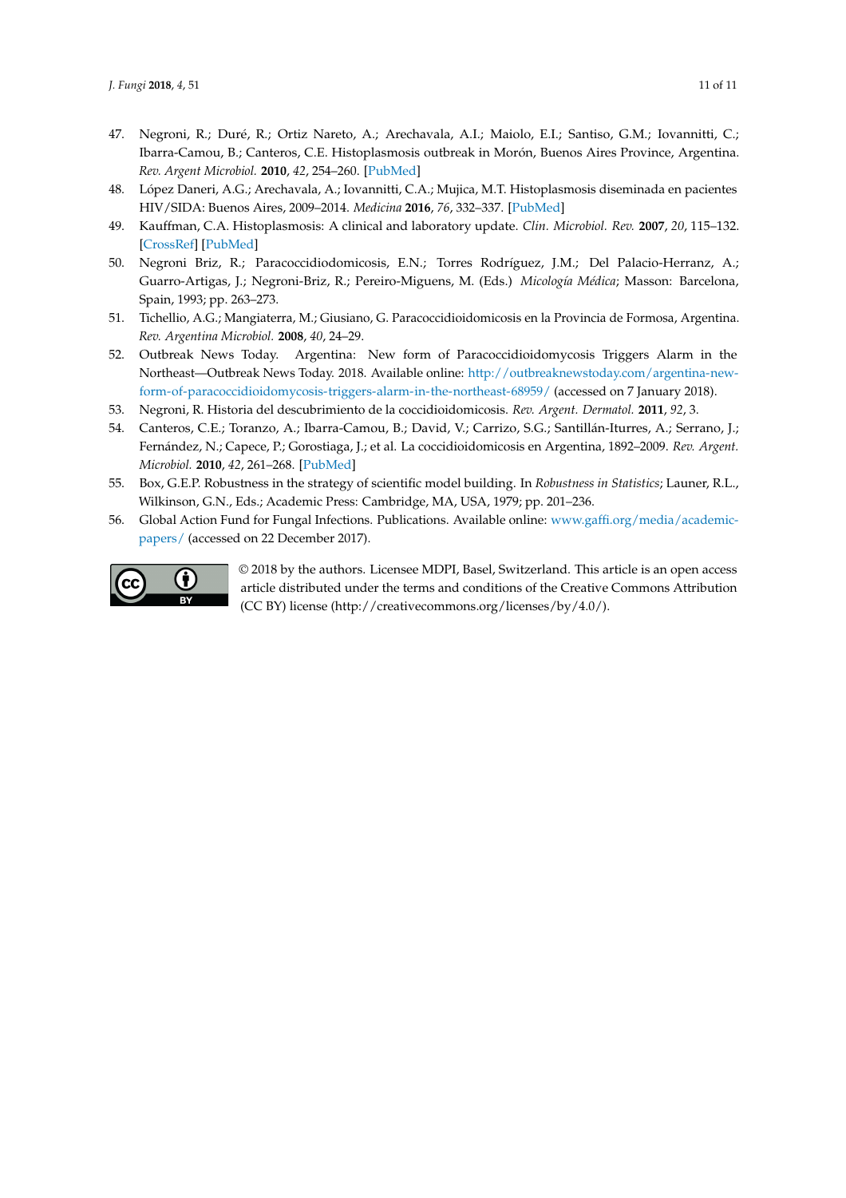47. Negroni, R.; Duré, R.; Ortiz Nareto, A.; Arechavala, A.I.; Maiolo, E.I.; Santiso, G.M.; Iovannitti, C.; Ibarra-Camou, B.; Canteros, C.E. Histoplasmosis outbreak in Morón, Buenos Aires Province, Argentina. *Rev. Argent Microbiol.* **2010**, *42*, 254–260. [PubMed]
48. López Daneri, A.G.; Arechavala, A.; Iovannitti, C.A.; Mujica, M.T. Histoplasmosis diseminada en pacientes HIV/SIDA: Buenos Aires, 2009–2014. *Medicina* **2016**, *76*, 332–337. [PubMed]
49. Kauffman, C.A. Histoplasmosis: A clinical and laboratory update. *Clin. Microbiol. Rev.* **2007**, *20*, 115–132. [CrossRef] [PubMed]
50. Negroni Briz, R.; Paracoccidiodomicosis, E.N.; Torres Rodríguez, J.M.; Del Palacio-Herranz, A.; Guarro-Artigas, J.; Negroni-Briz, R.; Pereiro-Miguens, M. (Eds.) *Micología Médica*; Masson: Barcelona, Spain, 1993; pp. 263–273.
51. Tichellio, A.G.; Mangiaterra, M.; Giusiano, G. Paracoccidioidomicosis en la Provincia de Formosa, Argentina. *Rev. Argentina Microbiol.* **2008**, *40*, 24–29.
52. Outbreak News Today. Argentina: New form of Paracoccidioidomycosis Triggers Alarm in the Northeast—Outbreak News Today. 2018. Available online: http://outbreaknewstoday.com/argentina-new-form-of-paracoccidioidomycosis-triggers-alarm-in-the-northeast-68959/ (accessed on 7 January 2018).
53. Negroni, R. Historia del descubrimiento de la coccidioidomicosis. *Rev. Argent. Dermatol.* **2011**, *92*, 3.
54. Canteros, C.E.; Toranzo, A.; Ibarra-Camou, B.; David, V.; Carrizo, S.G.; Santillán-Iturres, A.; Serrano, J.; Fernández, N.; Capece, P.; Gorostiaga, J.; et al. La coccidioidomicosis en Argentina, 1892–2009. *Rev. Argent. Microbiol.* **2010**, *42*, 261–268. [PubMed]
55. Box, G.E.P. Robustness in the strategy of scientific model building. In *Robustness in Statistics*; Launer, R.L., Wilkinson, G.N., Eds.; Academic Press: Cambridge, MA, USA, 1979; pp. 201–236.
56. Global Action Fund for Fungal Infections. Publications. Available online: www.gaffi.org/media/academic-papers/ (accessed on 22 December 2017).

© 2018 by the authors. Licensee MDPI, Basel, Switzerland. This article is an open access article distributed under the terms and conditions of the Creative Commons Attribution (CC BY) license (http://creativecommons.org/licenses/by/4.0/).